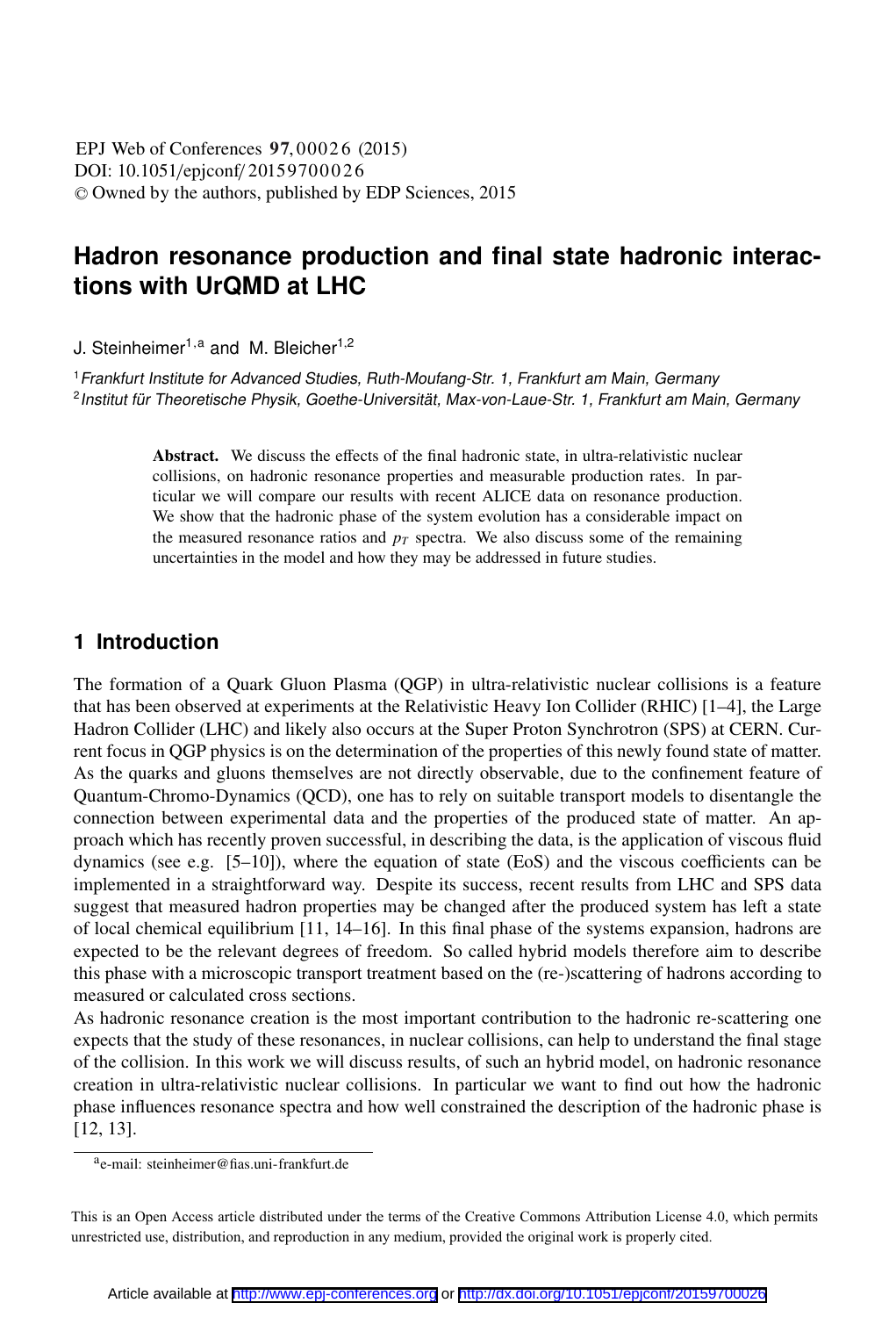# Hadron resonance production and final state hadronic interactions with UrQMD at LHC

J. Steinheimer[1,a] and M. Bleicher[1,2]

[1] *Frankfurt Institute for Advanced Studies, Ruth-Moufang-Str. 1, Frankfurt am Main, Germany*
[2] *Institut für Theoretische Physik, Goethe-Universität, Max-von-Laue-Str. 1, Frankfurt am Main, Germany*

**Abstract.** We discuss the effects of the final hadronic state, in ultra-relativistic nuclear collisions, on hadronic resonance properties and measurable production rates. In particular we will compare our results with recent ALICE data on resonance production. We show that the hadronic phase of the system evolution has a considerable impact on the measured resonance ratios and $p_T$ spectra. We also discuss some of the remaining uncertainties in the model and how they may be addressed in future studies.

## 1 Introduction

The formation of a Quark Gluon Plasma (QGP) in ultra-relativistic nuclear collisions is a feature that has been observed at experiments at the Relativistic Heavy Ion Collider (RHIC) [1–4], the Large Hadron Collider (LHC) and likely also occurs at the Super Proton Synchrotron (SPS) at CERN. Current focus in QGP physics is on the determination of the properties of this newly found state of matter. As the quarks and gluons themselves are not directly observable, due to the confinement feature of Quantum-Chromo-Dynamics (QCD), one has to rely on suitable transport models to disentangle the connection between experimental data and the properties of the produced state of matter. An approach which has recently proven successful, in describing the data, is the application of viscous fluid dynamics (see e.g. [5–10]), where the equation of state (EoS) and the viscous coefficients can be implemented in a straightforward way. Despite its success, recent results from LHC and SPS data suggest that measured hadron properties may be changed after the produced system has left a state of local chemical equilibrium [11, 14–16]. In this final phase of the systems expansion, hadrons are expected to be the relevant degrees of freedom. So called hybrid models therefore aim to describe this phase with a microscopic transport treatment based on the (re-)scattering of hadrons according to measured or calculated cross sections.

As hadronic resonance creation is the most important contribution to the hadronic re-scattering one expects that the study of these resonances, in nuclear collisions, can help to understand the final stage of the collision. In this work we will discuss results, of such an hybrid model, on hadronic resonance creation in ultra-relativistic nuclear collisions. In particular we want to find out how the hadronic phase influences resonance spectra and how well constrained the description of the hadronic phase is [12, 13].

[a] e-mail: steinheimer@fias.uni-frankfurt.de

This is an Open Access article distributed under the terms of the Creative Commons Attribution License 4.0, which permits unrestricted use, distribution, and reproduction in any medium, provided the original work is properly cited.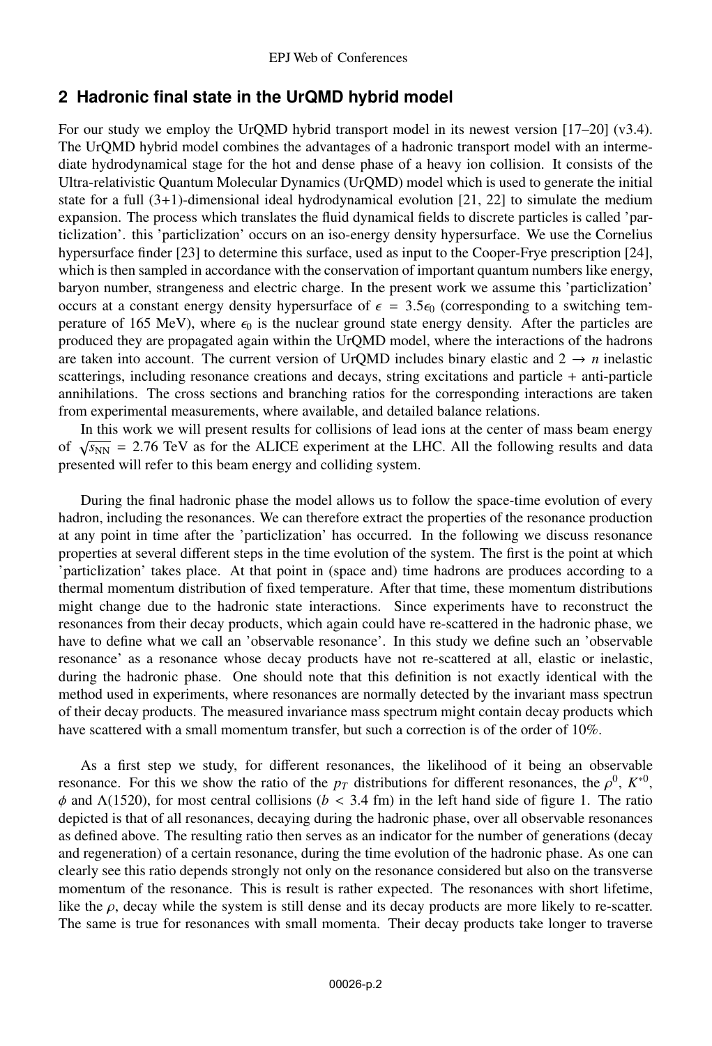## 2 Hadronic final state in the UrQMD hybrid model

For our study we employ the UrQMD hybrid transport model in its newest version [17–20] (v3.4). The UrQMD hybrid model combines the advantages of a hadronic transport model with an intermediate hydrodynamical stage for the hot and dense phase of a heavy ion collision. It consists of the Ultra-relativistic Quantum Molecular Dynamics (UrQMD) model which is used to generate the initial state for a full (3+1)-dimensional ideal hydrodynamical evolution [21, 22] to simulate the medium expansion. The process which translates the fluid dynamical fields to discrete particles is called 'particlization'. this 'particlization' occurs on an iso-energy density hypersurface. We use the Cornelius hypersurface finder [23] to determine this surface, used as input to the Cooper-Frye prescription [24], which is then sampled in accordance with the conservation of important quantum numbers like energy, baryon number, strangeness and electric charge. In the present work we assume this 'particlization' occurs at a constant energy density hypersurface of $\epsilon = 3.5\epsilon_0$ (corresponding to a switching temperature of 165 MeV), where $\epsilon_0$ is the nuclear ground state energy density. After the particles are produced they are propagated again within the UrQMD model, where the interactions of the hadrons are taken into account. The current version of UrQMD includes binary elastic and $2 \rightarrow n$ inelastic scatterings, including resonance creations and decays, string excitations and particle + anti-particle annihilations. The cross sections and branching ratios for the corresponding interactions are taken from experimental measurements, where available, and detailed balance relations.

In this work we will present results for collisions of lead ions at the center of mass beam energy of $\sqrt{s_{\rm NN}} = 2.76$ TeV as for the ALICE experiment at the LHC. All the following results and data presented will refer to this beam energy and colliding system.

During the final hadronic phase the model allows us to follow the space-time evolution of every hadron, including the resonances. We can therefore extract the properties of the resonance production at any point in time after the 'particlization' has occurred. In the following we discuss resonance properties at several different steps in the time evolution of the system. The first is the point at which 'particlization' takes place. At that point in (space and) time hadrons are produces according to a thermal momentum distribution of fixed temperature. After that time, these momentum distributions might change due to the hadronic state interactions. Since experiments have to reconstruct the resonances from their decay products, which again could have re-scattered in the hadronic phase, we have to define what we call an 'observable resonance'. In this study we define such an 'observable resonance' as a resonance whose decay products have not re-scattered at all, elastic or inelastic, during the hadronic phase. One should note that this definition is not exactly identical with the method used in experiments, where resonances are normally detected by the invariant mass spectrun of their decay products. The measured invariance mass spectrum might contain decay products which have scattered with a small momentum transfer, but such a correction is of the order of 10%.

As a first step we study, for different resonances, the likelihood of it being an observable resonance. For this we show the ratio of the $p_T$ distributions for different resonances, the $\rho^0$, $K^{*0}$, $\phi$ and $\Lambda(1520)$, for most central collisions ($b < 3.4$ fm) in the left hand side of figure 1. The ratio depicted is that of all resonances, decaying during the hadronic phase, over all observable resonances as defined above. The resulting ratio then serves as an indicator for the number of generations (decay and regeneration) of a certain resonance, during the time evolution of the hadronic phase. As one can clearly see this ratio depends strongly not only on the resonance considered but also on the transverse momentum of the resonance. This is result is rather expected. The resonances with short lifetime, like the $\rho$, decay while the system is still dense and its decay products are more likely to re-scatter. The same is true for resonances with small momenta. Their decay products take longer to traverse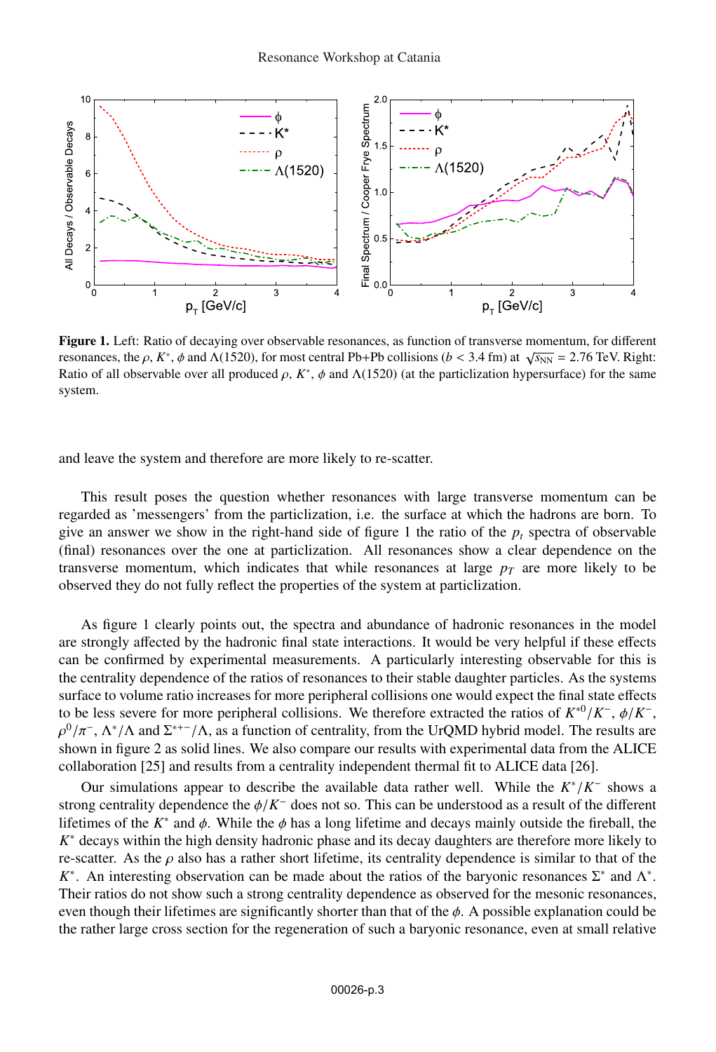**Figure 1.** Left: Ratio of decaying over observable resonances, as function of transverse momentum, for different resonances, the $\rho$, $K^*$, $\phi$ and $\Lambda(1520)$, for most central Pb+Pb collisions ($b < 3.4$ fm) at $\sqrt{s_{NN}} = 2.76$ TeV. Right: Ratio of all observable over all produced $\rho$, $K^*$, $\phi$ and $\Lambda(1520)$ (at the particlization hypersurface) for the same system.

and leave the system and therefore are more likely to re-scatter.

This result poses the question whether resonances with large transverse momentum can be regarded as 'messengers' from the particlization, i.e. the surface at which the hadrons are born. To give an answer we show in the right-hand side of figure 1 the ratio of the $p_t$ spectra of observable (final) resonances over the one at particlization. All resonances show a clear dependence on the transverse momentum, which indicates that while resonances at large $p_T$ are more likely to be observed they do not fully reflect the properties of the system at particlization.

As figure 1 clearly points out, the spectra and abundance of hadronic resonances in the model are strongly affected by the hadronic final state interactions. It would be very helpful if these effects can be confirmed by experimental measurements. A particularly interesting observable for this is the centrality dependence of the ratios of resonances to their stable daughter particles. As the systems surface to volume ratio increases for more peripheral collisions one would expect the final state effects to be less severe for more peripheral collisions. We therefore extracted the ratios of $K^{*0}/K^-$, $\phi/K^-$, $\rho^0/\pi^-$, $\Lambda^*/\Lambda$ and $\Sigma^{*+-}/\Lambda$, as a function of centrality, from the UrQMD hybrid model. The results are shown in figure 2 as solid lines. We also compare our results with experimental data from the ALICE collaboration [25] and results from a centrality independent thermal fit to ALICE data [26].

Our simulations appear to describe the available data rather well. While the $K^*/K^-$ shows a strong centrality dependence the $\phi/K^-$ does not so. This can be understood as a result of the different lifetimes of the $K^*$ and $\phi$. While the $\phi$ has a long lifetime and decays mainly outside the fireball, the $K^*$ decays within the high density hadronic phase and its decay daughters are therefore more likely to re-scatter. As the $\rho$ also has a rather short lifetime, its centrality dependence is similar to that of the $K^*$. An interesting observation can be made about the ratios of the baryonic resonances $\Sigma^*$ and $\Lambda^*$. Their ratios do not show such a strong centrality dependence as observed for the mesonic resonances, even though their lifetimes are significantly shorter than that of the $\phi$. A possible explanation could be the rather large cross section for the regeneration of such a baryonic resonance, even at small relative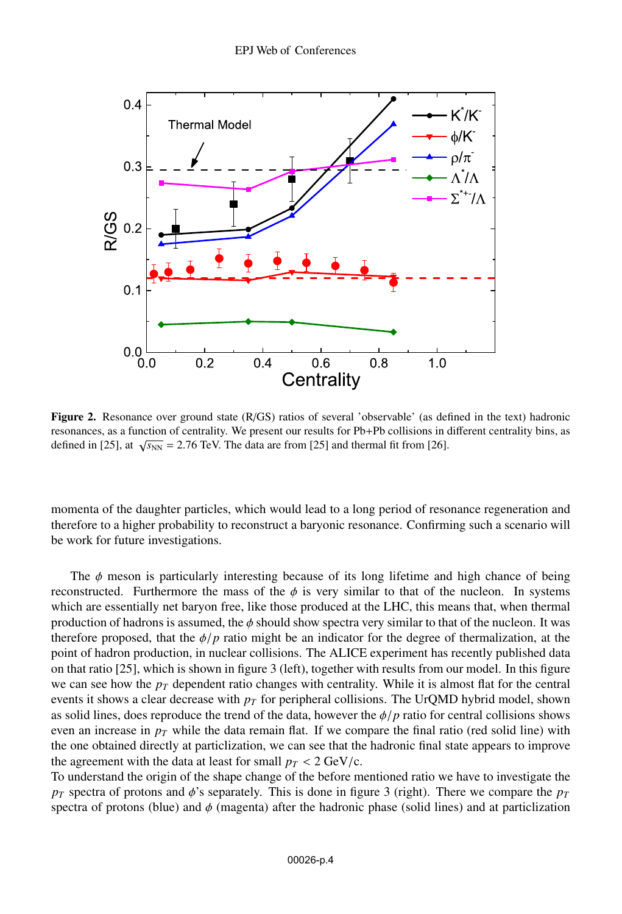**Figure 2.** Resonance over ground state (R/GS) ratios of several 'observable' (as defined in the text) hadronic resonances, as a function of centrality. We present our results for Pb+Pb collisions in different centrality bins, as defined in [25], at $\sqrt{s_{\rm NN}}$ = 2.76 TeV. The data are from [25] and thermal fit from [26].

momenta of the daughter particles, which would lead to a long period of resonance regeneration and therefore to a higher probability to reconstruct a baryonic resonance. Confirming such a scenario will be work for future investigations.

The $\phi$ meson is particularly interesting because of its long lifetime and high chance of being reconstructed. Furthermore the mass of the $\phi$ is very similar to that of the nucleon. In systems which are essentially net baryon free, like those produced at the LHC, this means that, when thermal production of hadrons is assumed, the $\phi$ should show spectra very similar to that of the nucleon. It was therefore proposed, that the $\phi/p$ ratio might be an indicator for the degree of thermalization, at the point of hadron production, in nuclear collisions. The ALICE experiment has recently published data on that ratio [25], which is shown in figure 3 (left), together with results from our model. In this figure we can see how the $p_T$ dependent ratio changes with centrality. While it is almost flat for the central events it shows a clear decrease with $p_T$ for peripheral collisions. The UrQMD hybrid model, shown as solid lines, does reproduce the trend of the data, however the $\phi/p$ ratio for central collisions shows even an increase in $p_T$ while the data remain flat. If we compare the final ratio (red solid line) with the one obtained directly at particlization, we can see that the hadronic final state appears to improve the agreement with the data at least for small $p_T < 2$ GeV/c.
To understand the origin of the shape change of the before mentioned ratio we have to investigate the $p_T$ spectra of protons and $\phi$'s separately. This is done in figure 3 (right). There we compare the $p_T$ spectra of protons (blue) and $\phi$ (magenta) after the hadronic phase (solid lines) and at particlization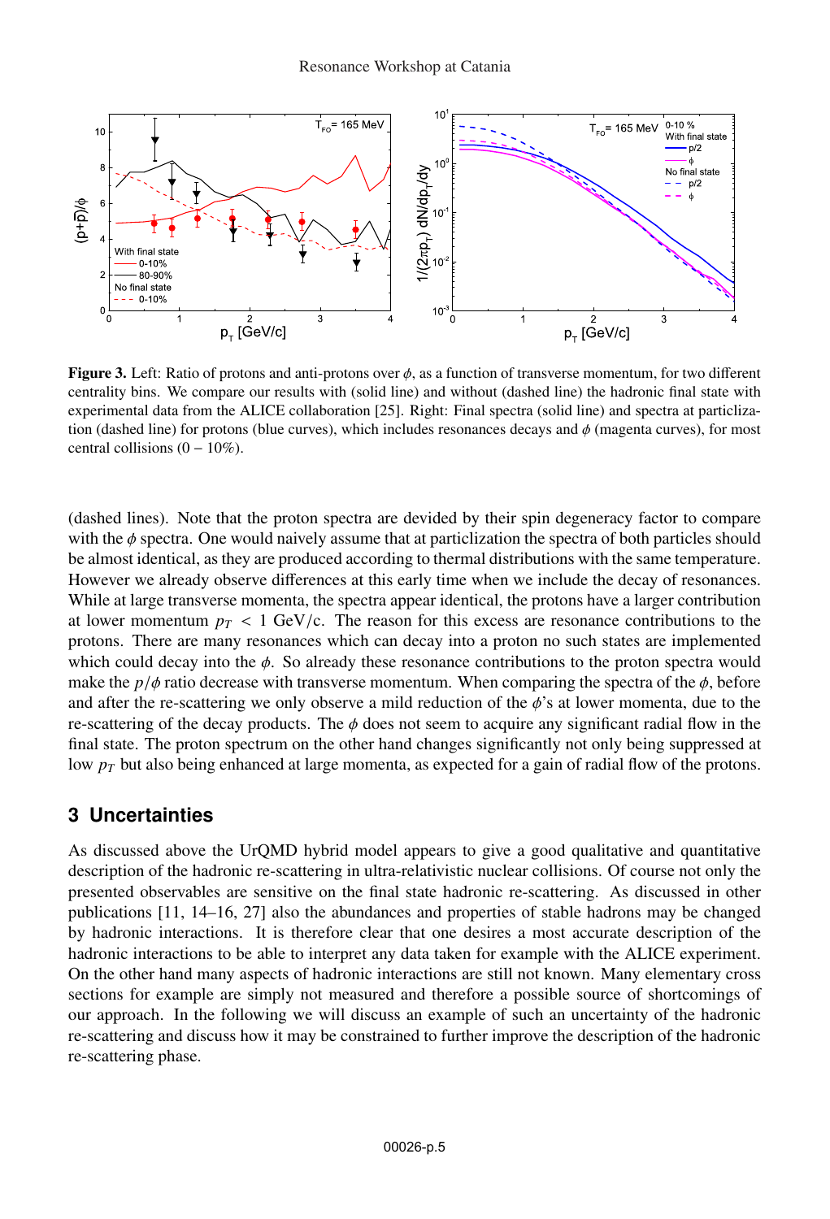**Figure 3.** Left: Ratio of protons and anti-protons over $\phi$, as a function of transverse momentum, for two different centrality bins. We compare our results with (solid line) and without (dashed line) the hadronic final state with experimental data from the ALICE collaboration [25]. Right: Final spectra (solid line) and spectra at particlization (dashed line) for protons (blue curves), which includes resonances decays and $\phi$ (magenta curves), for most central collisions ($0 - 10\%$).

(dashed lines). Note that the proton spectra are devided by their spin degeneracy factor to compare with the $\phi$ spectra. One would naively assume that at particlization the spectra of both particles should be almost identical, as they are produced according to thermal distributions with the same temperature. However we already observe differences at this early time when we include the decay of resonances. While at large transverse momenta, the spectra appear identical, the protons have a larger contribution at lower momentum $p_T < 1$ GeV/c. The reason for this excess are resonance contributions to the protons. There are many resonances which can decay into a proton no such states are implemented which could decay into the $\phi$. So already these resonance contributions to the proton spectra would make the $p/\phi$ ratio decrease with transverse momentum. When comparing the spectra of the $\phi$, before and after the re-scattering we only observe a mild reduction of the $\phi$'s at lower momenta, due to the re-scattering of the decay products. The $\phi$ does not seem to acquire any significant radial flow in the final state. The proton spectrum on the other hand changes significantly not only being suppressed at low $p_T$ but also being enhanced at large momenta, as expected for a gain of radial flow of the protons.

## 3 Uncertainties

As discussed above the UrQMD hybrid model appears to give a good qualitative and quantitative description of the hadronic re-scattering in ultra-relativistic nuclear collisions. Of course not only the presented observables are sensitive on the final state hadronic re-scattering. As discussed in other publications [11, 14–16, 27] also the abundances and properties of stable hadrons may be changed by hadronic interactions. It is therefore clear that one desires a most accurate description of the hadronic interactions to be able to interpret any data taken for example with the ALICE experiment. On the other hand many aspects of hadronic interactions are still not known. Many elementary cross sections for example are simply not measured and therefore a possible source of shortcomings of our approach. In the following we will discuss an example of such an uncertainty of the hadronic re-scattering and discuss how it may be constrained to further improve the description of the hadronic re-scattering phase.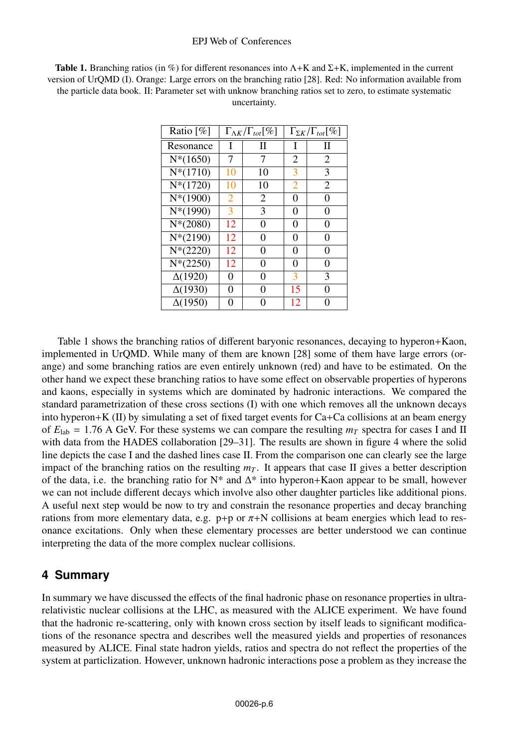**Table 1.** Branching ratios (in %) for different resonances into Λ+K and Σ+K, implemented in the current version of UrQMD (I). Orange: Large errors on the branching ratio [28]. Red: No information available from the particle data book. II: Parameter set with unknow branching ratios set to zero, to estimate systematic uncertainty.

| Ratio [%] | $\Gamma_{\Lambda K}/\Gamma_{tot}[\%]$ | | $\Gamma_{\Sigma K}/\Gamma_{tot}[\%]$ | |
|---|---|---|---|---|
| Resonance | I | II | I | II |
| N*(1650) | 7 | 7 | 2 | 2 |
| N*(1710) | 10 | 10 | 3 | 3 |
| N*(1720) | 10 | 10 | 2 | 2 |
| N*(1900) | 2 | 2 | 0 | 0 |
| N*(1990) | 3 | 3 | 0 | 0 |
| N*(2080) | 12 | 0 | 0 | 0 |
| N*(2190) | 12 | 0 | 0 | 0 |
| N*(2220) | 12 | 0 | 0 | 0 |
| N*(2250) | 12 | 0 | 0 | 0 |
| Δ(1920) | 0 | 0 | 3 | 3 |
| Δ(1930) | 0 | 0 | 15 | 0 |
| Δ(1950) | 0 | 0 | 12 | 0 |

Table 1 shows the branching ratios of different baryonic resonances, decaying to hyperon+Kaon, implemented in UrQMD. While many of them are known [28] some of them have large errors (orange) and some branching ratios are even entirely unknown (red) and have to be estimated. On the other hand we expect these branching ratios to have some effect on observable properties of hyperons and kaons, especially in systems which are dominated by hadronic interactions. We compared the standard parametrization of these cross sections (I) with one which removes all the unknown decays into hyperon+K (II) by simulating a set of fixed target events for Ca+Ca collisions at an beam energy of $E_{\rm lab} = 1.76$ A GeV. For these systems we can compare the resulting $m_T$ spectra for cases I and II with data from the HADES collaboration [29–31]. The results are shown in figure 4 where the solid line depicts the case I and the dashed lines case II. From the comparison one can clearly see the large impact of the branching ratios on the resulting $m_T$. It appears that case II gives a better description of the data, i.e. the branching ratio for N* and Δ* into hyperon+Kaon appear to be small, however we can not include different decays which involve also other daughter particles like additional pions. A useful next step would be now to try and constrain the resonance properties and decay branching rations from more elementary data, e.g. p+p or $\pi$+N collisions at beam energies which lead to resonance excitations. Only when these elementary processes are better understood we can continue interpreting the data of the more complex nuclear collisions.

## 4 Summary

In summary we have discussed the effects of the final hadronic phase on resonance properties in ultra-relativistic nuclear collisions at the LHC, as measured with the ALICE experiment. We have found that the hadronic re-scattering, only with known cross section by itself leads to significant modifications of the resonance spectra and describes well the measured yields and properties of resonances measured by ALICE. Final state hadron yields, ratios and spectra do not reflect the properties of the system at particlization. However, unknown hadronic interactions pose a problem as they increase the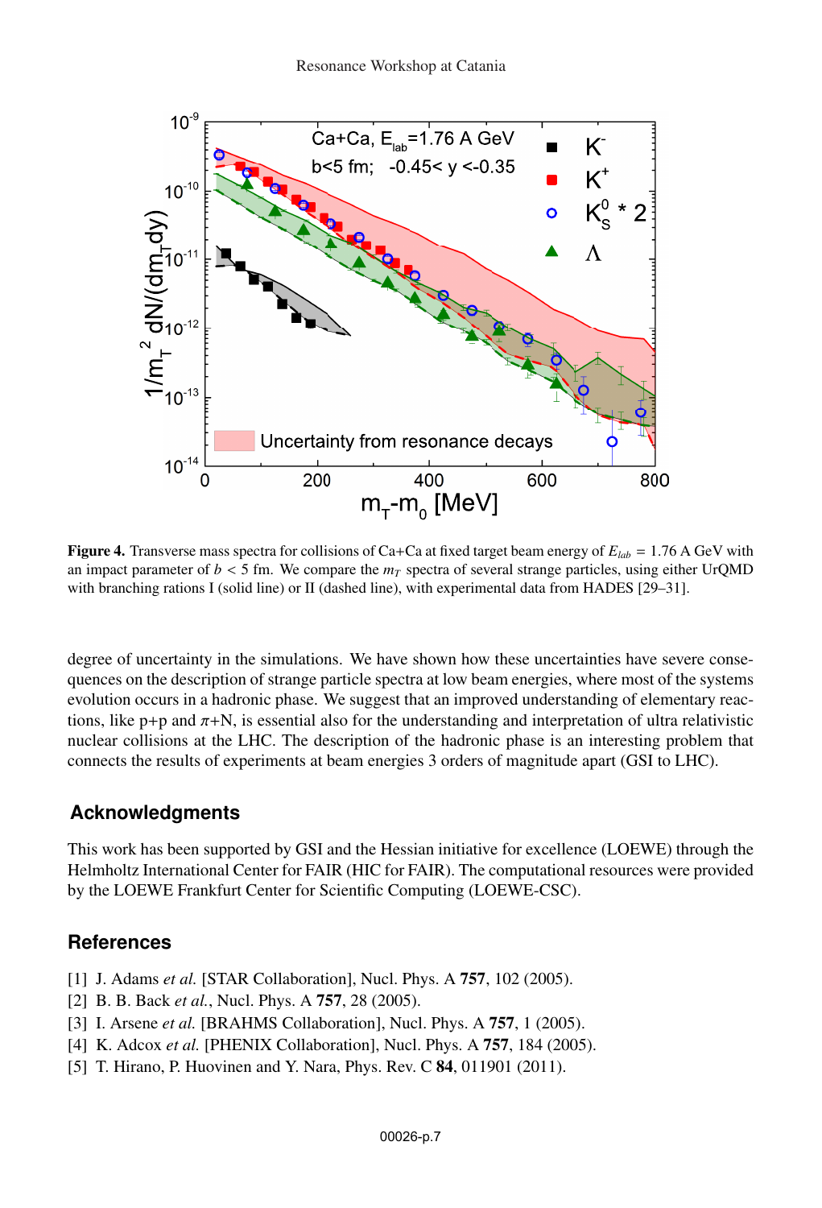**Figure 4.** Transverse mass spectra for collisions of Ca+Ca at fixed target beam energy of $E_{lab} = 1.76$ A GeV with an impact parameter of $b < 5$ fm. We compare the $m_T$ spectra of several strange particles, using either UrQMD with branching rations I (solid line) or II (dashed line), with experimental data from HADES [29–31].

degree of uncertainty in the simulations. We have shown how these uncertainties have severe consequences on the description of strange particle spectra at low beam energies, where most of the systems evolution occurs in a hadronic phase. We suggest that an improved understanding of elementary reactions, like p+p and $\pi$+N, is essential also for the understanding and interpretation of ultra relativistic nuclear collisions at the LHC. The description of the hadronic phase is an interesting problem that connects the results of experiments at beam energies 3 orders of magnitude apart (GSI to LHC).

## Acknowledgments

This work has been supported by GSI and the Hessian initiative for excellence (LOEWE) through the Helmholtz International Center for FAIR (HIC for FAIR). The computational resources were provided by the LOEWE Frankfurt Center for Scientific Computing (LOEWE-CSC).

## References

[1] J. Adams *et al.* [STAR Collaboration], Nucl. Phys. A **757**, 102 (2005).

[2] B. B. Back *et al.*, Nucl. Phys. A **757**, 28 (2005).

[3] I. Arsene *et al.* [BRAHMS Collaboration], Nucl. Phys. A **757**, 1 (2005).

[4] K. Adcox *et al.* [PHENIX Collaboration], Nucl. Phys. A **757**, 184 (2005).

[5] T. Hirano, P. Huovinen and Y. Nara, Phys. Rev. C **84**, 011901 (2011).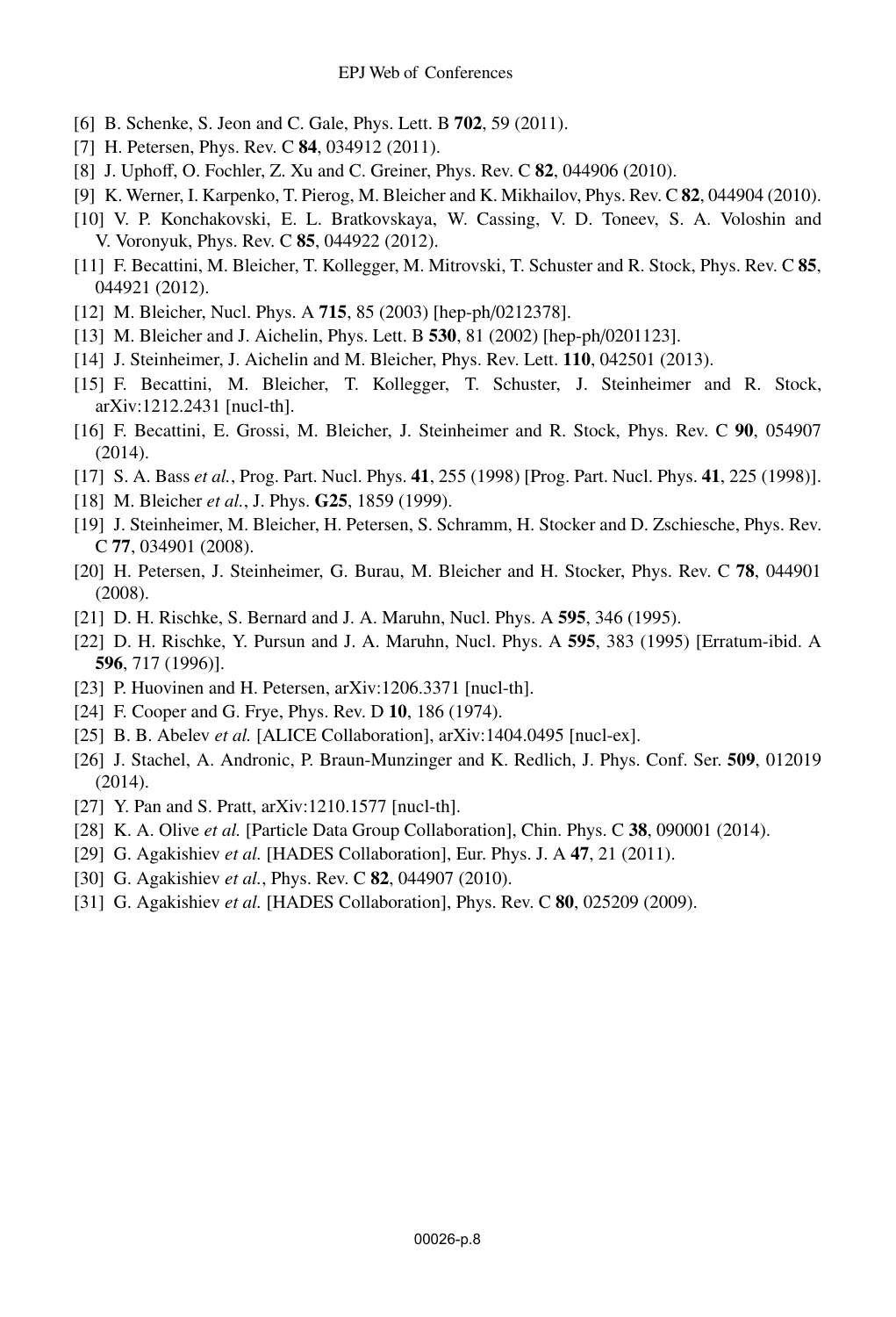[6] B. Schenke, S. Jeon and C. Gale, Phys. Lett. B **702**, 59 (2011).

[7] H. Petersen, Phys. Rev. C **84**, 034912 (2011).

[8] J. Uphoff, O. Fochler, Z. Xu and C. Greiner, Phys. Rev. C **82**, 044906 (2010).

[9] K. Werner, I. Karpenko, T. Pierog, M. Bleicher and K. Mikhailov, Phys. Rev. C **82**, 044904 (2010).

[10] V. P. Konchakovski, E. L. Bratkovskaya, W. Cassing, V. D. Toneev, S. A. Voloshin and V. Voronyuk, Phys. Rev. C **85**, 044922 (2012).

[11] F. Becattini, M. Bleicher, T. Kollegger, M. Mitrovski, T. Schuster and R. Stock, Phys. Rev. C **85**, 044921 (2012).

[12] M. Bleicher, Nucl. Phys. A **715**, 85 (2003) [hep-ph/0212378].

[13] M. Bleicher and J. Aichelin, Phys. Lett. B **530**, 81 (2002) [hep-ph/0201123].

[14] J. Steinheimer, J. Aichelin and M. Bleicher, Phys. Rev. Lett. **110**, 042501 (2013).

[15] F. Becattini, M. Bleicher, T. Kollegger, T. Schuster, J. Steinheimer and R. Stock, arXiv:1212.2431 [nucl-th].

[16] F. Becattini, E. Grossi, M. Bleicher, J. Steinheimer and R. Stock, Phys. Rev. C **90**, 054907 (2014).

[17] S. A. Bass *et al.*, Prog. Part. Nucl. Phys. **41**, 255 (1998) [Prog. Part. Nucl. Phys. **41**, 225 (1998)].

[18] M. Bleicher *et al.*, J. Phys. **G25**, 1859 (1999).

[19] J. Steinheimer, M. Bleicher, H. Petersen, S. Schramm, H. Stocker and D. Zschiesche, Phys. Rev. C **77**, 034901 (2008).

[20] H. Petersen, J. Steinheimer, G. Burau, M. Bleicher and H. Stocker, Phys. Rev. C **78**, 044901 (2008).

[21] D. H. Rischke, S. Bernard and J. A. Maruhn, Nucl. Phys. A **595**, 346 (1995).

[22] D. H. Rischke, Y. Pursun and J. A. Maruhn, Nucl. Phys. A **595**, 383 (1995) [Erratum-ibid. A **596**, 717 (1996)].

[23] P. Huovinen and H. Petersen, arXiv:1206.3371 [nucl-th].

[24] F. Cooper and G. Frye, Phys. Rev. D **10**, 186 (1974).

[25] B. B. Abelev *et al.* [ALICE Collaboration], arXiv:1404.0495 [nucl-ex].

[26] J. Stachel, A. Andronic, P. Braun-Munzinger and K. Redlich, J. Phys. Conf. Ser. **509**, 012019 (2014).

[27] Y. Pan and S. Pratt, arXiv:1210.1577 [nucl-th].

[28] K. A. Olive *et al.* [Particle Data Group Collaboration], Chin. Phys. C **38**, 090001 (2014).

[29] G. Agakishiev *et al.* [HADES Collaboration], Eur. Phys. J. A **47**, 21 (2011).

[30] G. Agakishiev *et al.*, Phys. Rev. C **82**, 044907 (2010).

[31] G. Agakishiev *et al.* [HADES Collaboration], Phys. Rev. C **80**, 025209 (2009).